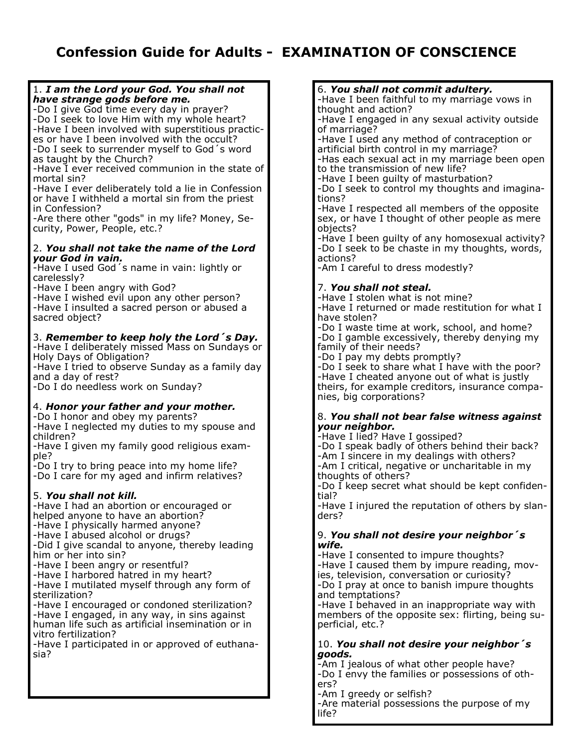# Confession Guide for Adults - EXAMINATION OF CONSCIENCE

1. ***I am the Lord your God. You shall not have strange gods before me.***
-Do I give God time every day in prayer?
-Do I seek to love Him with my whole heart?
-Have I been involved with superstitious practices or have I been involved with the occult?
-Do I seek to surrender myself to God´s word as taught by the Church?
-Have I ever received communion in the state of mortal sin?
-Have I ever deliberately told a lie in Confession or have I withheld a mortal sin from the priest in Confession?
-Are there other "gods" in my life? Money, Security, Power, People, etc.?

2. ***You shall not take the name of the Lord your God in vain.***
-Have I used God´s name in vain: lightly or carelessly?
-Have I been angry with God?
-Have I wished evil upon any other person?
-Have I insulted a sacred person or abused a sacred object?

3. ***Remember to keep holy the Lord´s Day.***
-Have I deliberately missed Mass on Sundays or Holy Days of Obligation?
-Have I tried to observe Sunday as a family day and a day of rest?
-Do I do needless work on Sunday?

4. ***Honor your father and your mother.***
-Do I honor and obey my parents?
-Have I neglected my duties to my spouse and children?
-Have I given my family good religious example?
-Do I try to bring peace into my home life?
-Do I care for my aged and infirm relatives?

5. ***You shall not kill.***
-Have I had an abortion or encouraged or helped anyone to have an abortion?
-Have I physically harmed anyone?
-Have I abused alcohol or drugs?
-Did I give scandal to anyone, thereby leading him or her into sin?
-Have I been angry or resentful?
-Have I harbored hatred in my heart?
-Have I mutilated myself through any form of sterilization?
-Have I encouraged or condoned sterilization?
-Have I engaged, in any way, in sins against human life such as artificial insemination or in vitro fertilization?
-Have I participated in or approved of euthanasia?

6. ***You shall not commit adultery.***
-Have I been faithful to my marriage vows in thought and action?
-Have I engaged in any sexual activity outside of marriage?
-Have I used any method of contraception or artificial birth control in my marriage?
-Has each sexual act in my marriage been open to the transmission of new life?
-Have I been guilty of masturbation?
-Do I seek to control my thoughts and imaginations?
-Have I respected all members of the opposite sex, or have I thought of other people as mere objects?
-Have I been guilty of any homosexual activity?
-Do I seek to be chaste in my thoughts, words, actions?
-Am I careful to dress modestly?

7. ***You shall not steal.***
-Have I stolen what is not mine?
-Have I returned or made restitution for what I have stolen?
-Do I waste time at work, school, and home?
-Do I gamble excessively, thereby denying my family of their needs?
-Do I pay my debts promptly?
-Do I seek to share what I have with the poor?
-Have I cheated anyone out of what is justly theirs, for example creditors, insurance companies, big corporations?

8. ***You shall not bear false witness against your neighbor.***
-Have I lied? Have I gossiped?
-Do I speak badly of others behind their back?
-Am I sincere in my dealings with others?
-Am I critical, negative or uncharitable in my thoughts of others?
-Do I keep secret what should be kept confidential?
-Have I injured the reputation of others by slanders?

9. ***You shall not desire your neighbor´s wife.***
-Have I consented to impure thoughts?
-Have I caused them by impure reading, movies, television, conversation or curiosity?
-Do I pray at once to banish impure thoughts and temptations?
-Have I behaved in an inappropriate way with members of the opposite sex: flirting, being superficial, etc.?

10. ***You shall not desire your neighbor´s goods.***
-Am I jealous of what other people have?
-Do I envy the families or possessions of others?
-Am I greedy or selfish?
-Are material possessions the purpose of my life?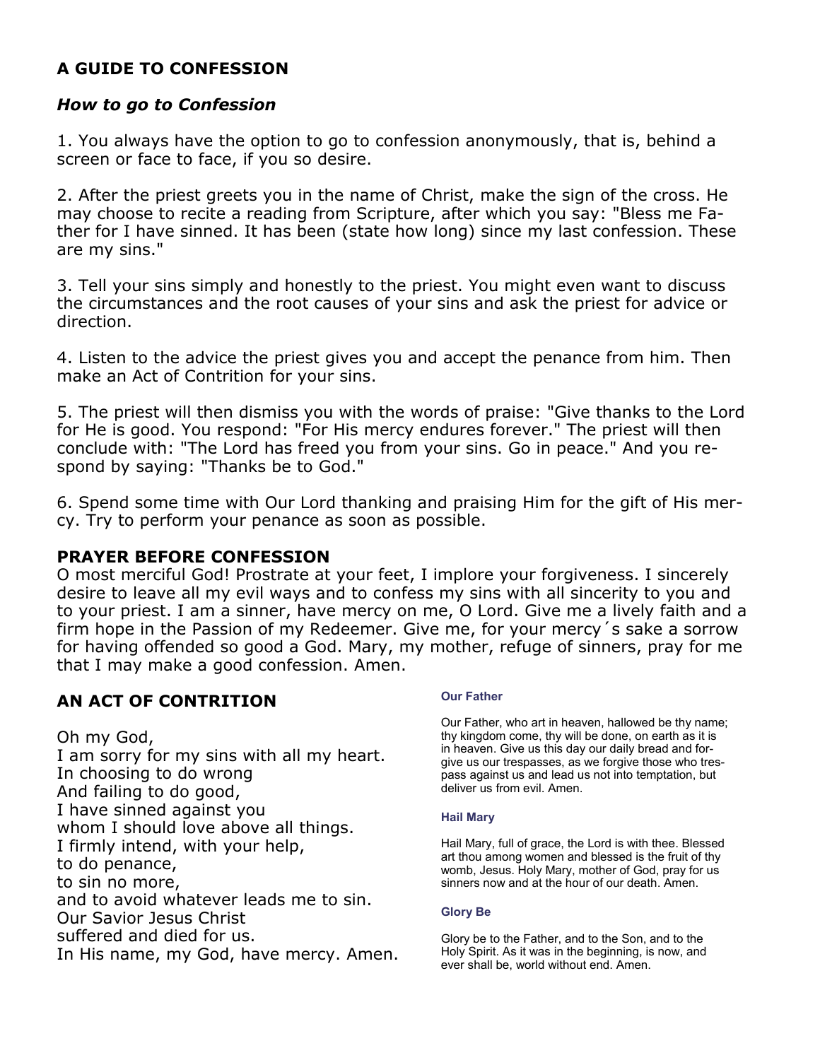## A GUIDE TO CONFESSION

### *How to go to Confession*

1. You always have the option to go to confession anonymously, that is, behind a screen or face to face, if you so desire.

2. After the priest greets you in the name of Christ, make the sign of the cross. He may choose to recite a reading from Scripture, after which you say: "Bless me Father for I have sinned. It has been (state how long) since my last confession. These are my sins."

3. Tell your sins simply and honestly to the priest. You might even want to discuss the circumstances and the root causes of your sins and ask the priest for advice or direction.

4. Listen to the advice the priest gives you and accept the penance from him. Then make an Act of Contrition for your sins.

5. The priest will then dismiss you with the words of praise: "Give thanks to the Lord for He is good. You respond: "For His mercy endures forever." The priest will then conclude with: "The Lord has freed you from your sins. Go in peace." And you respond by saying: "Thanks be to God."

6. Spend some time with Our Lord thanking and praising Him for the gift of His mercy. Try to perform your penance as soon as possible.

### PRAYER BEFORE CONFESSION

O most merciful God! Prostrate at your feet, I implore your forgiveness. I sincerely desire to leave all my evil ways and to confess my sins with all sincerity to you and to your priest. I am a sinner, have mercy on me, O Lord. Give me a lively faith and a firm hope in the Passion of my Redeemer. Give me, for your mercy´s sake a sorrow for having offended so good a God. Mary, my mother, refuge of sinners, pray for me that I may make a good confession. Amen.

### AN ACT OF CONTRITION

Oh my God,
I am sorry for my sins with all my heart.
In choosing to do wrong
And failing to do good,
I have sinned against you
whom I should love above all things.
I firmly intend, with your help,
to do penance,
to sin no more,
and to avoid whatever leads me to sin.
Our Savior Jesus Christ
suffered and died for us.
In His name, my God, have mercy. Amen.

#### Our Father

Our Father, who art in heaven, hallowed be thy name; thy kingdom come, thy will be done, on earth as it is in heaven. Give us this day our daily bread and forgive us our trespasses, as we forgive those who trespass against us and lead us not into temptation, but deliver us from evil. Amen.

#### Hail Mary

Hail Mary, full of grace, the Lord is with thee. Blessed art thou among women and blessed is the fruit of thy womb, Jesus. Holy Mary, mother of God, pray for us sinners now and at the hour of our death. Amen.

#### Glory Be

Glory be to the Father, and to the Son, and to the Holy Spirit. As it was in the beginning, is now, and ever shall be, world without end. Amen.